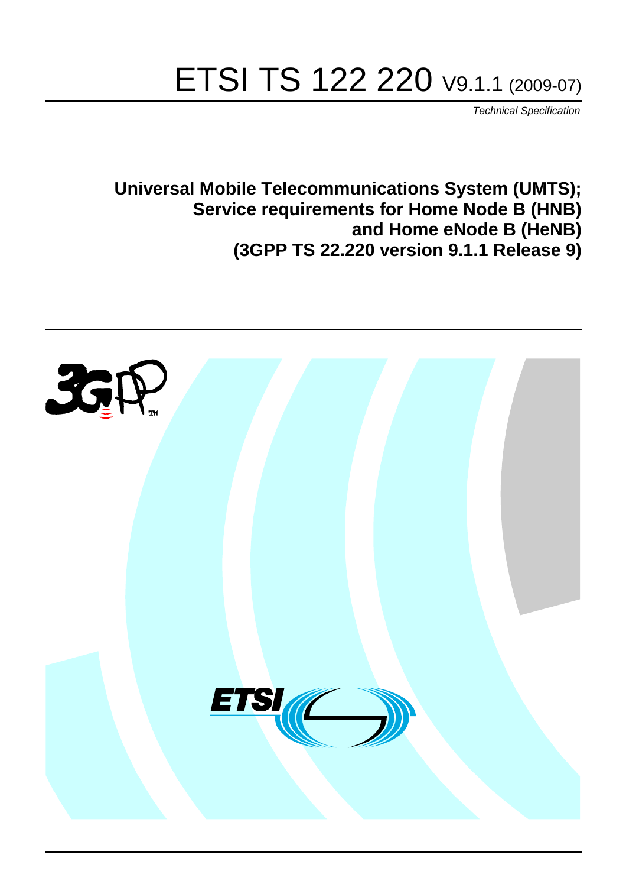# ETSI TS 122 220 V9.1.1 (2009-07)

*Technical Specification*

**Universal Mobile Telecommunications System (UMTS); Service requirements for Home Node B (HNB) and Home eNode B (HeNB) (3GPP TS 22.220 version 9.1.1 Release 9)**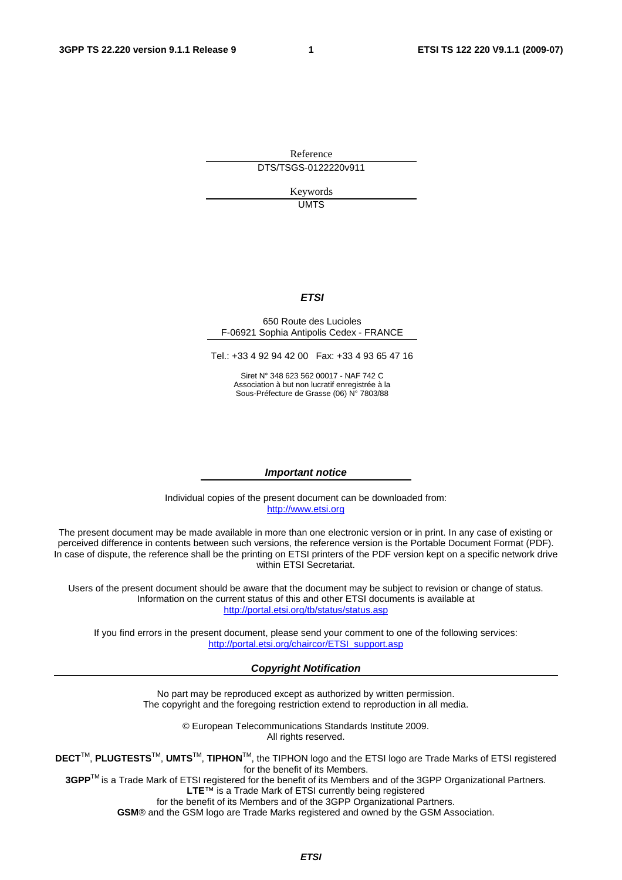Reference

DTS/TSGS-0122220v911

Keywords

UMTS

***ETSI***

650 Route des Lucioles
F-06921 Sophia Antipolis Cedex - FRANCE

Tel.: +33 4 92 94 42 00   Fax: +33 4 93 65 47 16

Siret N° 348 623 562 00017 - NAF 742 C
Association à but non lucratif enregistrée à la
Sous-Préfecture de Grasse (06) N° 7803/88

***Important notice***

Individual copies of the present document can be downloaded from:
http://www.etsi.org

The present document may be made available in more than one electronic version or in print. In any case of existing or perceived difference in contents between such versions, the reference version is the Portable Document Format (PDF). In case of dispute, the reference shall be the printing on ETSI printers of the PDF version kept on a specific network drive within ETSI Secretariat.

Users of the present document should be aware that the document may be subject to revision or change of status. Information on the current status of this and other ETSI documents is available at
http://portal.etsi.org/tb/status/status.asp

If you find errors in the present document, please send your comment to one of the following services:
http://portal.etsi.org/chaircor/ETSI_support.asp

***Copyright Notification***

No part may be reproduced except as authorized by written permission.
The copyright and the foregoing restriction extend to reproduction in all media.

© European Telecommunications Standards Institute 2009.
All rights reserved.

**DECT**™, **PLUGTESTS**™, **UMTS**™, **TIPHON**™, the TIPHON logo and the ETSI logo are Trade Marks of ETSI registered for the benefit of its Members.
**3GPP**™ is a Trade Mark of ETSI registered for the benefit of its Members and of the 3GPP Organizational Partners.
**LTE**™ is a Trade Mark of ETSI currently being registered
for the benefit of its Members and of the 3GPP Organizational Partners.
**GSM**® and the GSM logo are Trade Marks registered and owned by the GSM Association.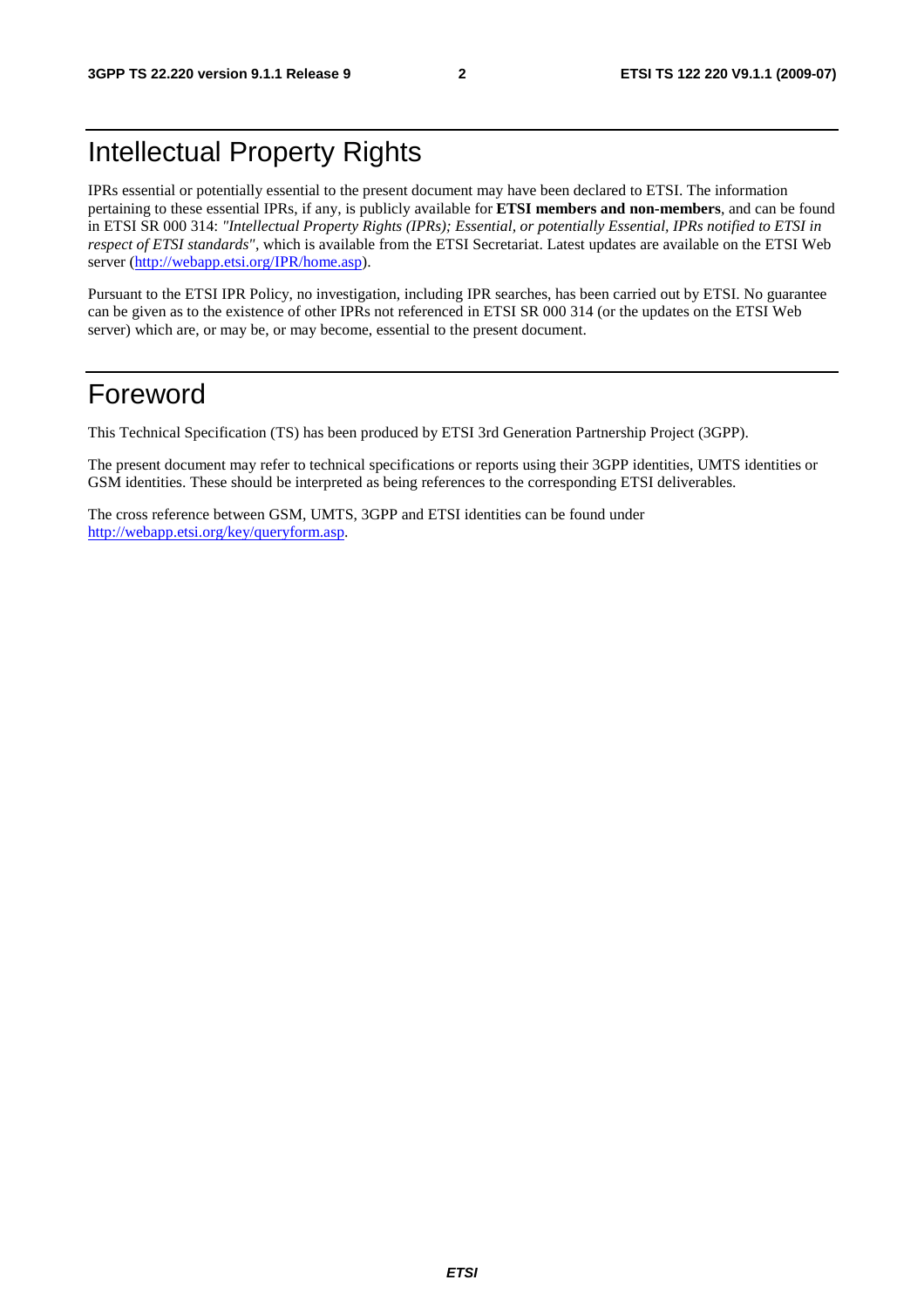# Intellectual Property Rights

IPRs essential or potentially essential to the present document may have been declared to ETSI. The information pertaining to these essential IPRs, if any, is publicly available for **ETSI members and non-members**, and can be found in ETSI SR 000 314: *"Intellectual Property Rights (IPRs); Essential, or potentially Essential, IPRs notified to ETSI in respect of ETSI standards"*, which is available from the ETSI Secretariat. Latest updates are available on the ETSI Web server (http://webapp.etsi.org/IPR/home.asp).

Pursuant to the ETSI IPR Policy, no investigation, including IPR searches, has been carried out by ETSI. No guarantee can be given as to the existence of other IPRs not referenced in ETSI SR 000 314 (or the updates on the ETSI Web server) which are, or may be, or may become, essential to the present document.

# Foreword

This Technical Specification (TS) has been produced by ETSI 3rd Generation Partnership Project (3GPP).

The present document may refer to technical specifications or reports using their 3GPP identities, UMTS identities or GSM identities. These should be interpreted as being references to the corresponding ETSI deliverables.

The cross reference between GSM, UMTS, 3GPP and ETSI identities can be found under http://webapp.etsi.org/key/queryform.asp.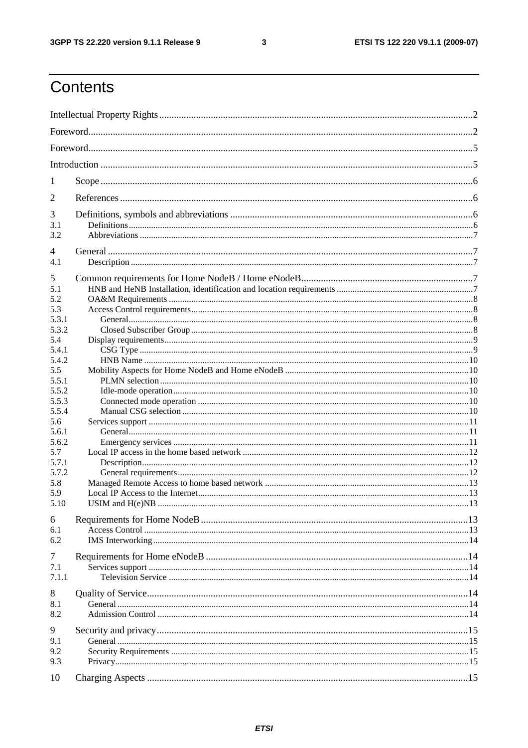# Contents

Intellectual Property Rights ..... 2

Foreword ..... 2

Foreword ..... 5

Introduction ..... 5

1 Scope ..... 6

2 References ..... 6

3 Definitions, symbols and abbreviations ..... 6
- 3.1 Definitions ..... 6
- 3.2 Abbreviations ..... 7

4 General ..... 7
- 4.1 Description ..... 7

5 Common requirements for Home NodeB / Home eNodeB ..... 7
- 5.1 HNB and HeNB Installation, identification and location requirements ..... 7
- 5.2 OA&M Requirements ..... 8
- 5.3 Access Control requirements ..... 8
  - 5.3.1 General ..... 8
  - 5.3.2 Closed Subscriber Group ..... 8
- 5.4 Display requirements ..... 9
  - 5.4.1 CSG Type ..... 9
  - 5.4.2 HNB Name ..... 10
- 5.5 Mobility Aspects for Home NodeB and Home eNodeB ..... 10
  - 5.5.1 PLMN selection ..... 10
  - 5.5.2 Idle-mode operation ..... 10
  - 5.5.3 Connected mode operation ..... 10
  - 5.5.4 Manual CSG selection ..... 10
- 5.6 Services support ..... 11
  - 5.6.1 General ..... 11
  - 5.6.2 Emergency services ..... 11
- 5.7 Local IP access in the home based network ..... 12
  - 5.7.1 Description ..... 12
  - 5.7.2 General requirements ..... 12
- 5.8 Managed Remote Access to home based network ..... 13
- 5.9 Local IP Access to the Internet ..... 13
- 5.10 USIM and H(e)NB ..... 13

6 Requirements for Home NodeB ..... 13
- 6.1 Access Control ..... 13
- 6.2 IMS Interworking ..... 14

7 Requirements for Home eNodeB ..... 14
- 7.1 Services support ..... 14
  - 7.1.1 Television Service ..... 14

8 Quality of Service ..... 14
- 8.1 General ..... 14
- 8.2 Admission Control ..... 14

9 Security and privacy ..... 15
- 9.1 General ..... 15
- 9.2 Security Requirements ..... 15
- 9.3 Privacy ..... 15

10 Charging Aspects ..... 15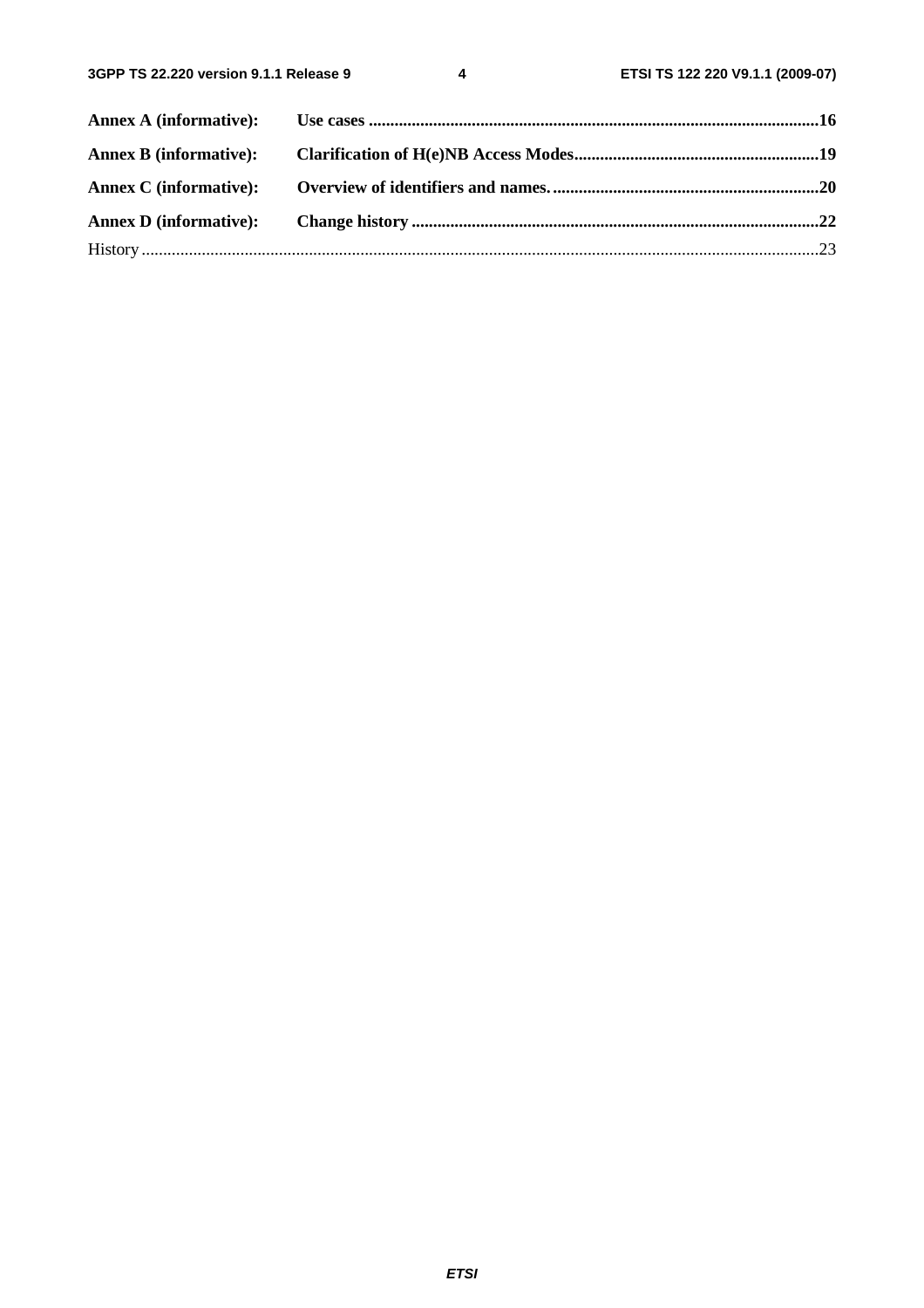**Annex A (informative): Use cases** .....16

**Annex B (informative): Clarification of H(e)NB Access Modes** .....19

**Annex C (informative): Overview of identifiers and names.** .....20

**Annex D (informative): Change history** .....22

History .....23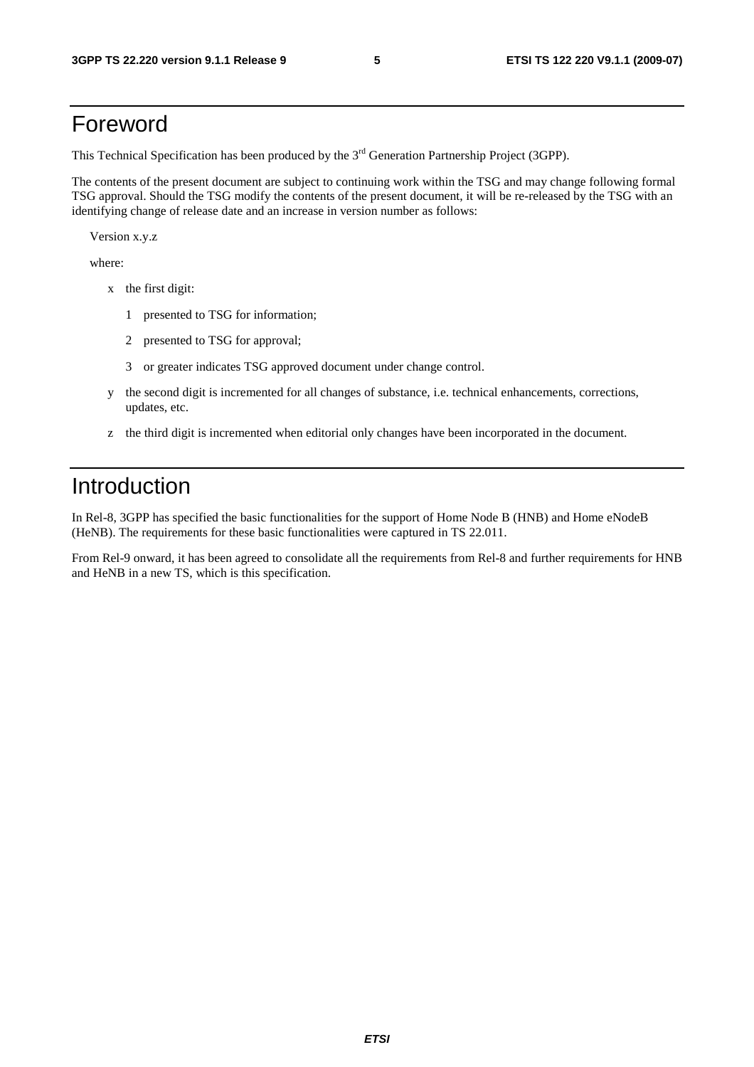# Foreword

This Technical Specification has been produced by the 3rd Generation Partnership Project (3GPP).

The contents of the present document are subject to continuing work within the TSG and may change following formal TSG approval. Should the TSG modify the contents of the present document, it will be re-released by the TSG with an identifying change of release date and an increase in version number as follows:

Version x.y.z

where:

- x the first digit:
  - 1 presented to TSG for information;
  - 2 presented to TSG for approval;
  - 3 or greater indicates TSG approved document under change control.
- y the second digit is incremented for all changes of substance, i.e. technical enhancements, corrections, updates, etc.
- z the third digit is incremented when editorial only changes have been incorporated in the document.

# Introduction

In Rel-8, 3GPP has specified the basic functionalities for the support of Home Node B (HNB) and Home eNodeB (HeNB). The requirements for these basic functionalities were captured in TS 22.011.

From Rel-9 onward, it has been agreed to consolidate all the requirements from Rel-8 and further requirements for HNB and HeNB in a new TS, which is this specification.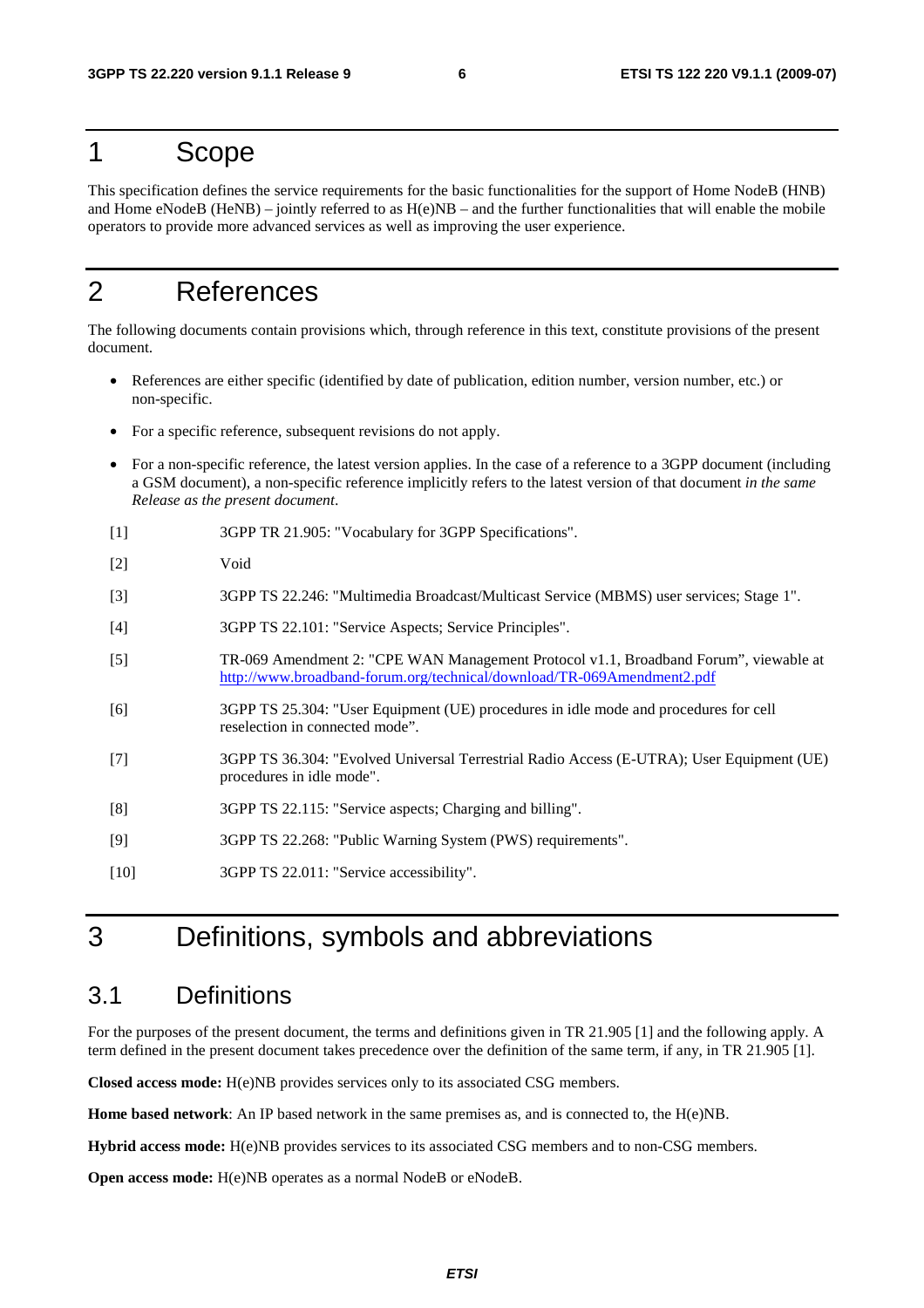# 1 Scope

This specification defines the service requirements for the basic functionalities for the support of Home NodeB (HNB) and Home eNodeB (HeNB) – jointly referred to as H(e)NB – and the further functionalities that will enable the mobile operators to provide more advanced services as well as improving the user experience.

# 2 References

The following documents contain provisions which, through reference in this text, constitute provisions of the present document.

- References are either specific (identified by date of publication, edition number, version number, etc.) or non-specific.
- For a specific reference, subsequent revisions do not apply.
- For a non-specific reference, the latest version applies. In the case of a reference to a 3GPP document (including a GSM document), a non-specific reference implicitly refers to the latest version of that document *in the same Release as the present document*.

[1] 3GPP TR 21.905: "Vocabulary for 3GPP Specifications".

[2] Void

[3] 3GPP TS 22.246: "Multimedia Broadcast/Multicast Service (MBMS) user services; Stage 1".

[4] 3GPP TS 22.101: "Service Aspects; Service Principles".

[5] TR-069 Amendment 2: "CPE WAN Management Protocol v1.1, Broadband Forum", viewable at http://www.broadband-forum.org/technical/download/TR-069Amendment2.pdf

[6] 3GPP TS 25.304: "User Equipment (UE) procedures in idle mode and procedures for cell reselection in connected mode".

[7] 3GPP TS 36.304: "Evolved Universal Terrestrial Radio Access (E-UTRA); User Equipment (UE) procedures in idle mode".

[8] 3GPP TS 22.115: "Service aspects; Charging and billing".

[9] 3GPP TS 22.268: "Public Warning System (PWS) requirements".

[10] 3GPP TS 22.011: "Service accessibility".

# 3 Definitions, symbols and abbreviations

## 3.1 Definitions

For the purposes of the present document, the terms and definitions given in TR 21.905 [1] and the following apply. A term defined in the present document takes precedence over the definition of the same term, if any, in TR 21.905 [1].

**Closed access mode:** H(e)NB provides services only to its associated CSG members.

**Home based network**: An IP based network in the same premises as, and is connected to, the H(e)NB.

**Hybrid access mode:** H(e)NB provides services to its associated CSG members and to non-CSG members.

**Open access mode:** H(e)NB operates as a normal NodeB or eNodeB.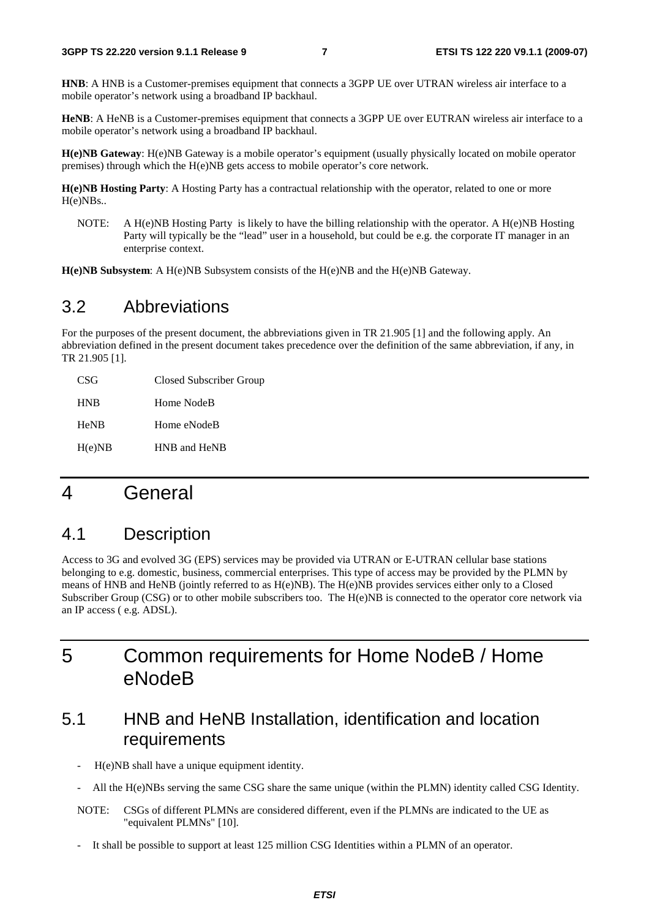**HNB**: A HNB is a Customer-premises equipment that connects a 3GPP UE over UTRAN wireless air interface to a mobile operator's network using a broadband IP backhaul.

**HeNB**: A HeNB is a Customer-premises equipment that connects a 3GPP UE over EUTRAN wireless air interface to a mobile operator's network using a broadband IP backhaul.

**H(e)NB Gateway**: H(e)NB Gateway is a mobile operator's equipment (usually physically located on mobile operator premises) through which the H(e)NB gets access to mobile operator's core network.

**H(e)NB Hosting Party**: A Hosting Party has a contractual relationship with the operator, related to one or more H(e)NBs..

NOTE: A H(e)NB Hosting Party is likely to have the billing relationship with the operator. A H(e)NB Hosting Party will typically be the "lead" user in a household, but could be e.g. the corporate IT manager in an enterprise context.

**H(e)NB Subsystem**: A H(e)NB Subsystem consists of the H(e)NB and the H(e)NB Gateway.

## 3.2 Abbreviations

For the purposes of the present document, the abbreviations given in TR 21.905 [1] and the following apply. An abbreviation defined in the present document takes precedence over the definition of the same abbreviation, if any, in TR 21.905 [1].

| | |
|---|---|
| CSG | Closed Subscriber Group |
| HNB | Home NodeB |
| HeNB | Home eNodeB |
| H(e)NB | HNB and HeNB |

# 4 General

## 4.1 Description

Access to 3G and evolved 3G (EPS) services may be provided via UTRAN or E-UTRAN cellular base stations belonging to e.g. domestic, business, commercial enterprises. This type of access may be provided by the PLMN by means of HNB and HeNB (jointly referred to as H(e)NB). The H(e)NB provides services either only to a Closed Subscriber Group (CSG) or to other mobile subscribers too. The H(e)NB is connected to the operator core network via an IP access ( e.g. ADSL).

# 5 Common requirements for Home NodeB / Home eNodeB

## 5.1 HNB and HeNB Installation, identification and location requirements

- H(e)NB shall have a unique equipment identity.
- All the H(e)NBs serving the same CSG share the same unique (within the PLMN) identity called CSG Identity.

NOTE: CSGs of different PLMNs are considered different, even if the PLMNs are indicated to the UE as "equivalent PLMNs" [10].

- It shall be possible to support at least 125 million CSG Identities within a PLMN of an operator.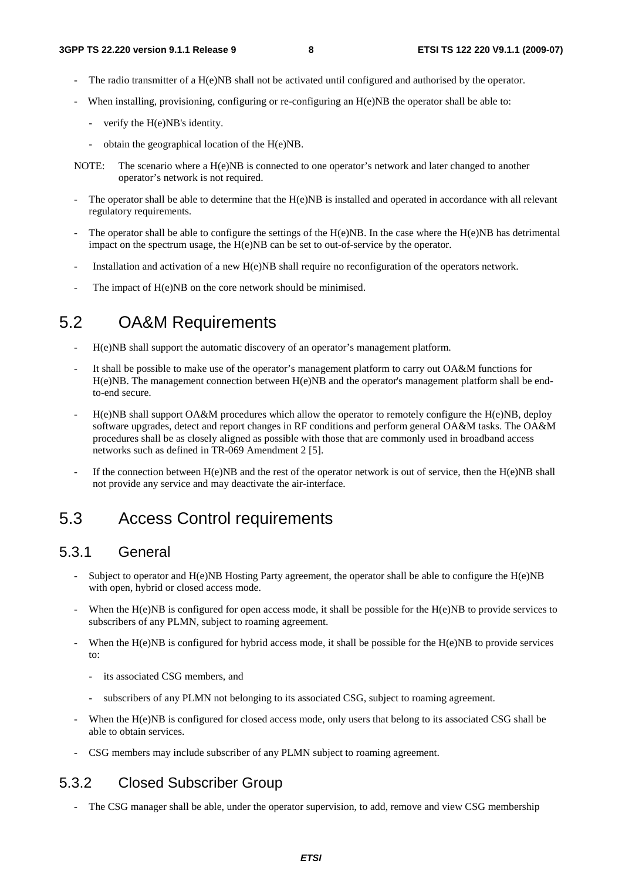- The radio transmitter of a H(e)NB shall not be activated until configured and authorised by the operator.
- When installing, provisioning, configuring or re-configuring an H(e)NB the operator shall be able to:
  - verify the H(e)NB's identity.
  - obtain the geographical location of the H(e)NB.

NOTE: The scenario where a H(e)NB is connected to one operator's network and later changed to another operator's network is not required.

- The operator shall be able to determine that the H(e)NB is installed and operated in accordance with all relevant regulatory requirements.
- The operator shall be able to configure the settings of the H(e)NB. In the case where the H(e)NB has detrimental impact on the spectrum usage, the H(e)NB can be set to out-of-service by the operator.
- Installation and activation of a new H(e)NB shall require no reconfiguration of the operators network.
- The impact of H(e)NB on the core network should be minimised.

## 5.2 OA&M Requirements

- H(e)NB shall support the automatic discovery of an operator's management platform.
- It shall be possible to make use of the operator's management platform to carry out OA&M functions for H(e)NB. The management connection between H(e)NB and the operator's management platform shall be end-to-end secure.
- H(e)NB shall support OA&M procedures which allow the operator to remotely configure the H(e)NB, deploy software upgrades, detect and report changes in RF conditions and perform general OA&M tasks. The OA&M procedures shall be as closely aligned as possible with those that are commonly used in broadband access networks such as defined in TR-069 Amendment 2 [5].
- If the connection between H(e)NB and the rest of the operator network is out of service, then the H(e)NB shall not provide any service and may deactivate the air-interface.

## 5.3 Access Control requirements

### 5.3.1 General

- Subject to operator and H(e)NB Hosting Party agreement, the operator shall be able to configure the H(e)NB with open, hybrid or closed access mode.
- When the H(e)NB is configured for open access mode, it shall be possible for the H(e)NB to provide services to subscribers of any PLMN, subject to roaming agreement.
- When the H(e)NB is configured for hybrid access mode, it shall be possible for the H(e)NB to provide services to:
  - its associated CSG members, and
  - subscribers of any PLMN not belonging to its associated CSG, subject to roaming agreement.
- When the H(e)NB is configured for closed access mode, only users that belong to its associated CSG shall be able to obtain services.
- CSG members may include subscriber of any PLMN subject to roaming agreement.

### 5.3.2 Closed Subscriber Group

- The CSG manager shall be able, under the operator supervision, to add, remove and view CSG membership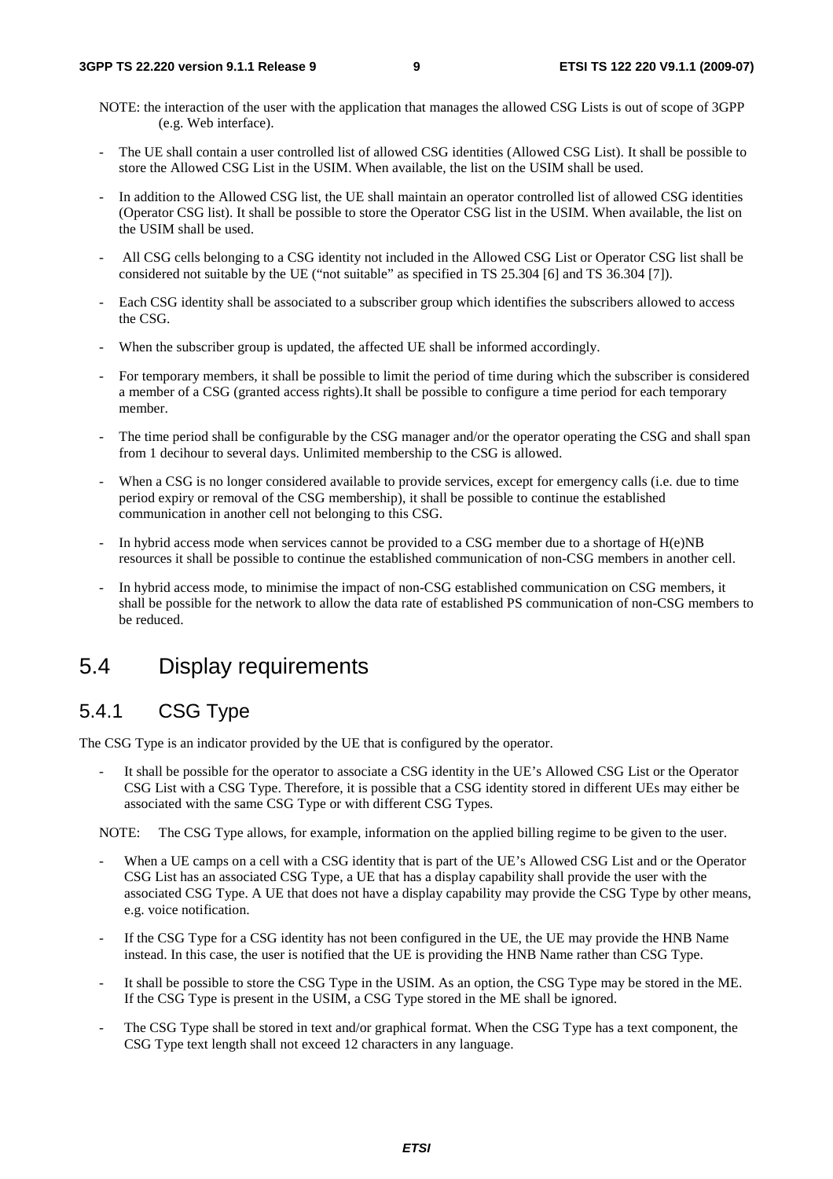NOTE: the interaction of the user with the application that manages the allowed CSG Lists is out of scope of 3GPP (e.g. Web interface).

- The UE shall contain a user controlled list of allowed CSG identities (Allowed CSG List). It shall be possible to store the Allowed CSG List in the USIM. When available, the list on the USIM shall be used.
- In addition to the Allowed CSG list, the UE shall maintain an operator controlled list of allowed CSG identities (Operator CSG list). It shall be possible to store the Operator CSG list in the USIM. When available, the list on the USIM shall be used.
- All CSG cells belonging to a CSG identity not included in the Allowed CSG List or Operator CSG list shall be considered not suitable by the UE ("not suitable" as specified in TS 25.304 [6] and TS 36.304 [7]).
- Each CSG identity shall be associated to a subscriber group which identifies the subscribers allowed to access the CSG.
- When the subscriber group is updated, the affected UE shall be informed accordingly.
- For temporary members, it shall be possible to limit the period of time during which the subscriber is considered a member of a CSG (granted access rights).It shall be possible to configure a time period for each temporary member.
- The time period shall be configurable by the CSG manager and/or the operator operating the CSG and shall span from 1 decihour to several days. Unlimited membership to the CSG is allowed.
- When a CSG is no longer considered available to provide services, except for emergency calls (i.e. due to time period expiry or removal of the CSG membership), it shall be possible to continue the established communication in another cell not belonging to this CSG.
- In hybrid access mode when services cannot be provided to a CSG member due to a shortage of H(e)NB resources it shall be possible to continue the established communication of non-CSG members in another cell.
- In hybrid access mode, to minimise the impact of non-CSG established communication on CSG members, it shall be possible for the network to allow the data rate of established PS communication of non-CSG members to be reduced.

## 5.4 Display requirements

### 5.4.1 CSG Type

The CSG Type is an indicator provided by the UE that is configured by the operator.

- It shall be possible for the operator to associate a CSG identity in the UE's Allowed CSG List or the Operator CSG List with a CSG Type. Therefore, it is possible that a CSG identity stored in different UEs may either be associated with the same CSG Type or with different CSG Types.

NOTE: The CSG Type allows, for example, information on the applied billing regime to be given to the user.

- When a UE camps on a cell with a CSG identity that is part of the UE's Allowed CSG List and or the Operator CSG List has an associated CSG Type, a UE that has a display capability shall provide the user with the associated CSG Type. A UE that does not have a display capability may provide the CSG Type by other means, e.g. voice notification.
- If the CSG Type for a CSG identity has not been configured in the UE, the UE may provide the HNB Name instead. In this case, the user is notified that the UE is providing the HNB Name rather than CSG Type.
- It shall be possible to store the CSG Type in the USIM. As an option, the CSG Type may be stored in the ME. If the CSG Type is present in the USIM, a CSG Type stored in the ME shall be ignored.
- The CSG Type shall be stored in text and/or graphical format. When the CSG Type has a text component, the CSG Type text length shall not exceed 12 characters in any language.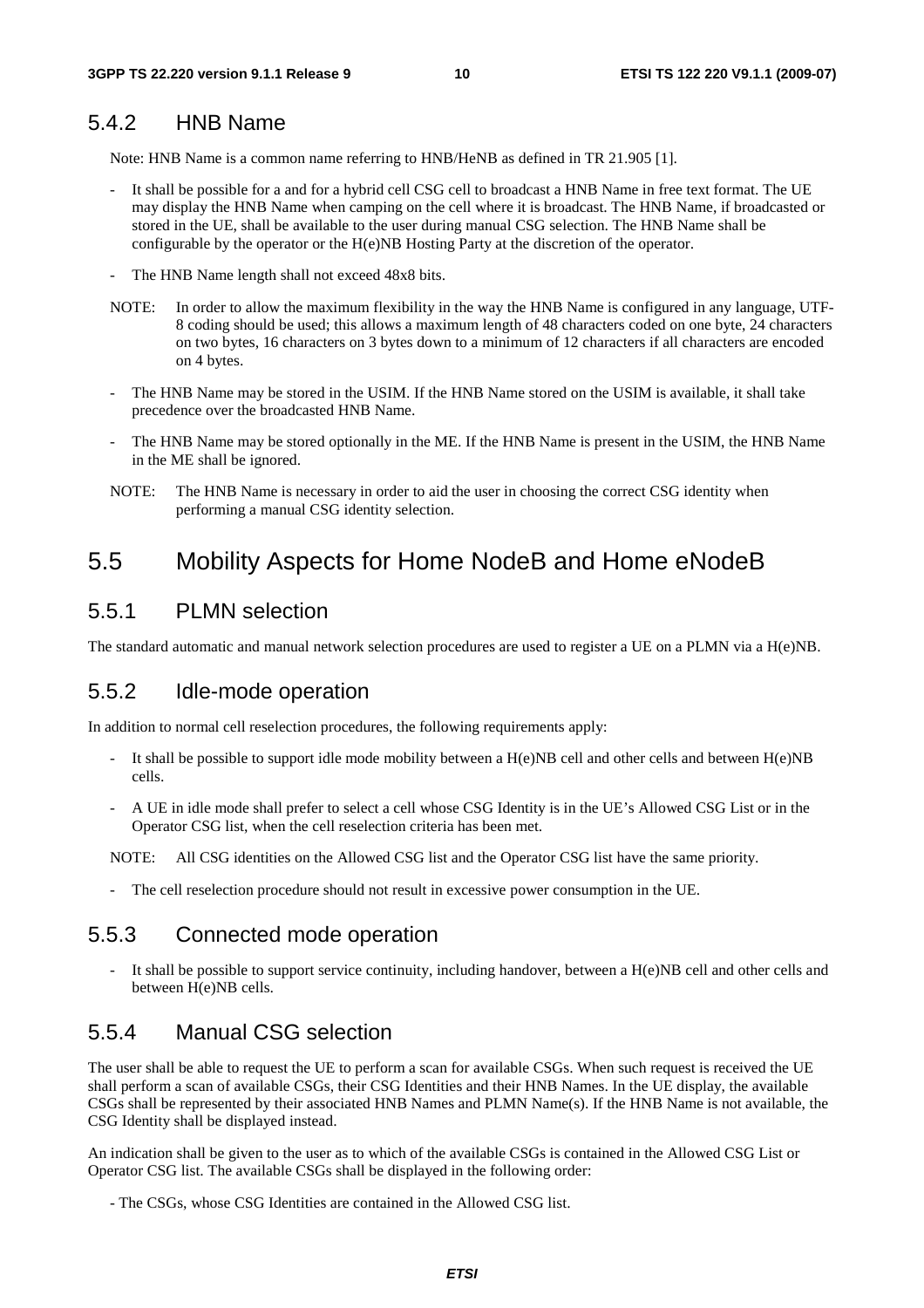### 5.4.2 HNB Name

Note: HNB Name is a common name referring to HNB/HeNB as defined in TR 21.905 [1].

- It shall be possible for a and for a hybrid cell CSG cell to broadcast a HNB Name in free text format. The UE may display the HNB Name when camping on the cell where it is broadcast. The HNB Name, if broadcasted or stored in the UE, shall be available to the user during manual CSG selection. The HNB Name shall be configurable by the operator or the H(e)NB Hosting Party at the discretion of the operator.
- The HNB Name length shall not exceed 48x8 bits.

NOTE: In order to allow the maximum flexibility in the way the HNB Name is configured in any language, UTF-8 coding should be used; this allows a maximum length of 48 characters coded on one byte, 24 characters on two bytes, 16 characters on 3 bytes down to a minimum of 12 characters if all characters are encoded on 4 bytes.

- The HNB Name may be stored in the USIM. If the HNB Name stored on the USIM is available, it shall take precedence over the broadcasted HNB Name.
- The HNB Name may be stored optionally in the ME. If the HNB Name is present in the USIM, the HNB Name in the ME shall be ignored.

NOTE: The HNB Name is necessary in order to aid the user in choosing the correct CSG identity when performing a manual CSG identity selection.

## 5.5 Mobility Aspects for Home NodeB and Home eNodeB

### 5.5.1 PLMN selection

The standard automatic and manual network selection procedures are used to register a UE on a PLMN via a H(e)NB.

### 5.5.2 Idle-mode operation

In addition to normal cell reselection procedures, the following requirements apply:

- It shall be possible to support idle mode mobility between a H(e)NB cell and other cells and between H(e)NB cells.
- A UE in idle mode shall prefer to select a cell whose CSG Identity is in the UE's Allowed CSG List or in the Operator CSG list, when the cell reselection criteria has been met.

NOTE: All CSG identities on the Allowed CSG list and the Operator CSG list have the same priority.

- The cell reselection procedure should not result in excessive power consumption in the UE.

### 5.5.3 Connected mode operation

- It shall be possible to support service continuity, including handover, between a H(e)NB cell and other cells and between H(e)NB cells.

### 5.5.4 Manual CSG selection

The user shall be able to request the UE to perform a scan for available CSGs. When such request is received the UE shall perform a scan of available CSGs, their CSG Identities and their HNB Names. In the UE display, the available CSGs shall be represented by their associated HNB Names and PLMN Name(s). If the HNB Name is not available, the CSG Identity shall be displayed instead.

An indication shall be given to the user as to which of the available CSGs is contained in the Allowed CSG List or Operator CSG list. The available CSGs shall be displayed in the following order:

- The CSGs, whose CSG Identities are contained in the Allowed CSG list.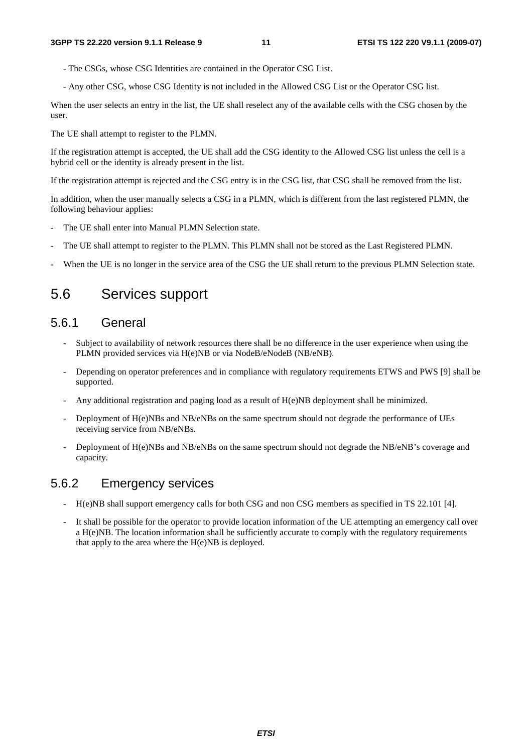- The CSGs, whose CSG Identities are contained in the Operator CSG List.

- Any other CSG, whose CSG Identity is not included in the Allowed CSG List or the Operator CSG list.

When the user selects an entry in the list, the UE shall reselect any of the available cells with the CSG chosen by the user.

The UE shall attempt to register to the PLMN.

If the registration attempt is accepted, the UE shall add the CSG identity to the Allowed CSG list unless the cell is a hybrid cell or the identity is already present in the list.

If the registration attempt is rejected and the CSG entry is in the CSG list, that CSG shall be removed from the list.

In addition, when the user manually selects a CSG in a PLMN, which is different from the last registered PLMN, the following behaviour applies:

- The UE shall enter into Manual PLMN Selection state.
- The UE shall attempt to register to the PLMN. This PLMN shall not be stored as the Last Registered PLMN.
- When the UE is no longer in the service area of the CSG the UE shall return to the previous PLMN Selection state.

## 5.6 Services support

### 5.6.1 General

- Subject to availability of network resources there shall be no difference in the user experience when using the PLMN provided services via H(e)NB or via NodeB/eNodeB (NB/eNB).
- Depending on operator preferences and in compliance with regulatory requirements ETWS and PWS [9] shall be supported.
- Any additional registration and paging load as a result of H(e)NB deployment shall be minimized.
- Deployment of H(e)NBs and NB/eNBs on the same spectrum should not degrade the performance of UEs receiving service from NB/eNBs.
- Deployment of H(e)NBs and NB/eNBs on the same spectrum should not degrade the NB/eNB's coverage and capacity.

### 5.6.2 Emergency services

- H(e)NB shall support emergency calls for both CSG and non CSG members as specified in TS 22.101 [4].
- It shall be possible for the operator to provide location information of the UE attempting an emergency call over a H(e)NB. The location information shall be sufficiently accurate to comply with the regulatory requirements that apply to the area where the H(e)NB is deployed.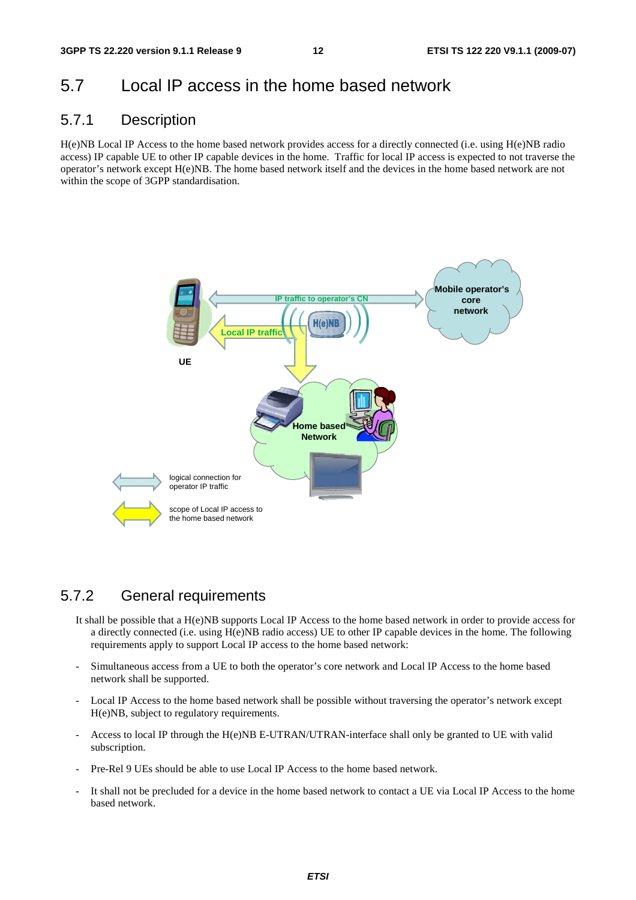## 5.7 Local IP access in the home based network

### 5.7.1 Description

H(e)NB Local IP Access to the home based network provides access for a directly connected (i.e. using H(e)NB radio access) IP capable UE to other IP capable devices in the home. Traffic for local IP access is expected to not traverse the operator's network except H(e)NB. The home based network itself and the devices in the home based network are not within the scope of 3GPP standardisation.

### 5.7.2 General requirements

It shall be possible that a H(e)NB supports Local IP Access to the home based network in order to provide access for a directly connected (i.e. using H(e)NB radio access) UE to other IP capable devices in the home. The following requirements apply to support Local IP access to the home based network:

- Simultaneous access from a UE to both the operator's core network and Local IP Access to the home based network shall be supported.
- Local IP Access to the home based network shall be possible without traversing the operator's network except H(e)NB, subject to regulatory requirements.
- Access to local IP through the H(e)NB E-UTRAN/UTRAN-interface shall only be granted to UE with valid subscription.
- Pre-Rel 9 UEs should be able to use Local IP Access to the home based network.
- It shall not be precluded for a device in the home based network to contact a UE via Local IP Access to the home based network.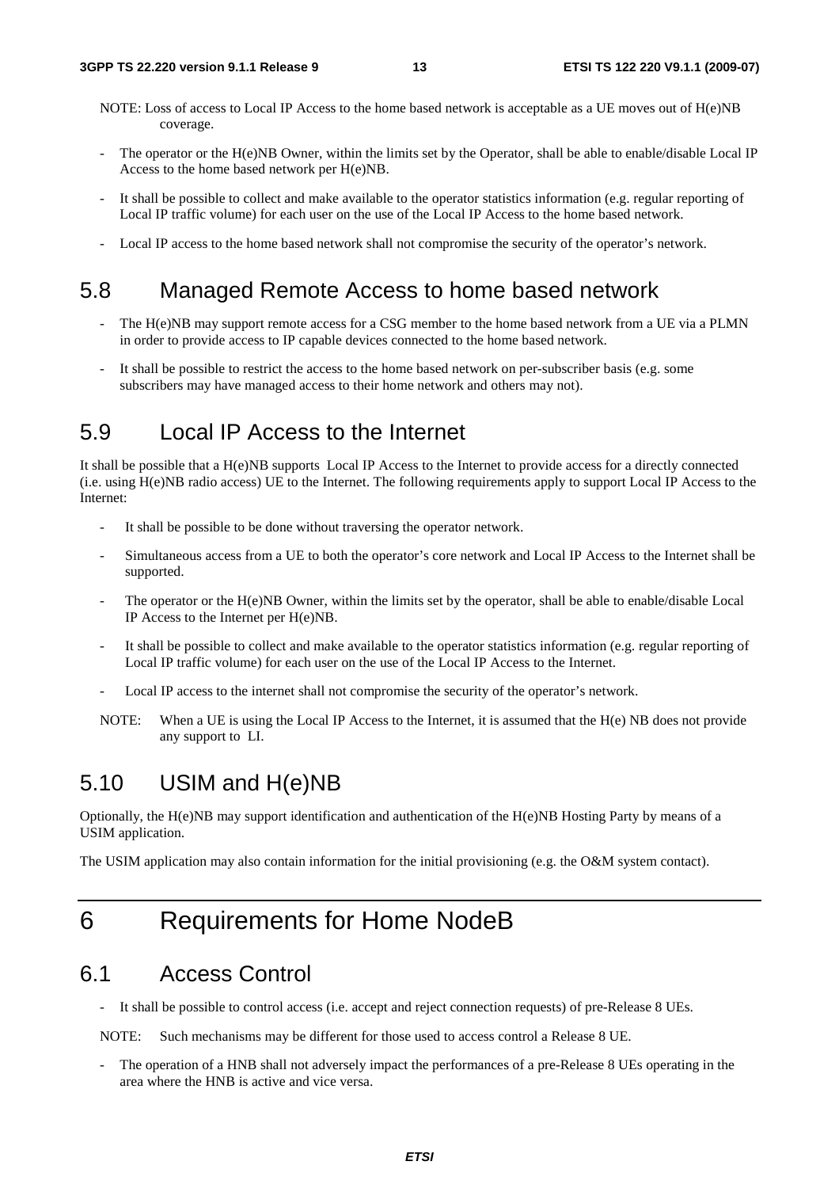NOTE: Loss of access to Local IP Access to the home based network is acceptable as a UE moves out of H(e)NB coverage.

- The operator or the H(e)NB Owner, within the limits set by the Operator, shall be able to enable/disable Local IP Access to the home based network per H(e)NB.
- It shall be possible to collect and make available to the operator statistics information (e.g. regular reporting of Local IP traffic volume) for each user on the use of the Local IP Access to the home based network.
- Local IP access to the home based network shall not compromise the security of the operator's network.

## 5.8 Managed Remote Access to home based network

- The H(e)NB may support remote access for a CSG member to the home based network from a UE via a PLMN in order to provide access to IP capable devices connected to the home based network.
- It shall be possible to restrict the access to the home based network on per-subscriber basis (e.g. some subscribers may have managed access to their home network and others may not).

## 5.9 Local IP Access to the Internet

It shall be possible that a H(e)NB supports Local IP Access to the Internet to provide access for a directly connected (i.e. using H(e)NB radio access) UE to the Internet. The following requirements apply to support Local IP Access to the Internet:

- It shall be possible to be done without traversing the operator network.
- Simultaneous access from a UE to both the operator's core network and Local IP Access to the Internet shall be supported.
- The operator or the H(e)NB Owner, within the limits set by the operator, shall be able to enable/disable Local IP Access to the Internet per H(e)NB.
- It shall be possible to collect and make available to the operator statistics information (e.g. regular reporting of Local IP traffic volume) for each user on the use of the Local IP Access to the Internet.
- Local IP access to the internet shall not compromise the security of the operator's network.

NOTE: When a UE is using the Local IP Access to the Internet, it is assumed that the H(e) NB does not provide any support to LI.

## 5.10 USIM and H(e)NB

Optionally, the H(e)NB may support identification and authentication of the H(e)NB Hosting Party by means of a USIM application.

The USIM application may also contain information for the initial provisioning (e.g. the O&M system contact).

# 6 Requirements for Home NodeB

## 6.1 Access Control

- It shall be possible to control access (i.e. accept and reject connection requests) of pre-Release 8 UEs.

NOTE: Such mechanisms may be different for those used to access control a Release 8 UE.

- The operation of a HNB shall not adversely impact the performances of a pre-Release 8 UEs operating in the area where the HNB is active and vice versa.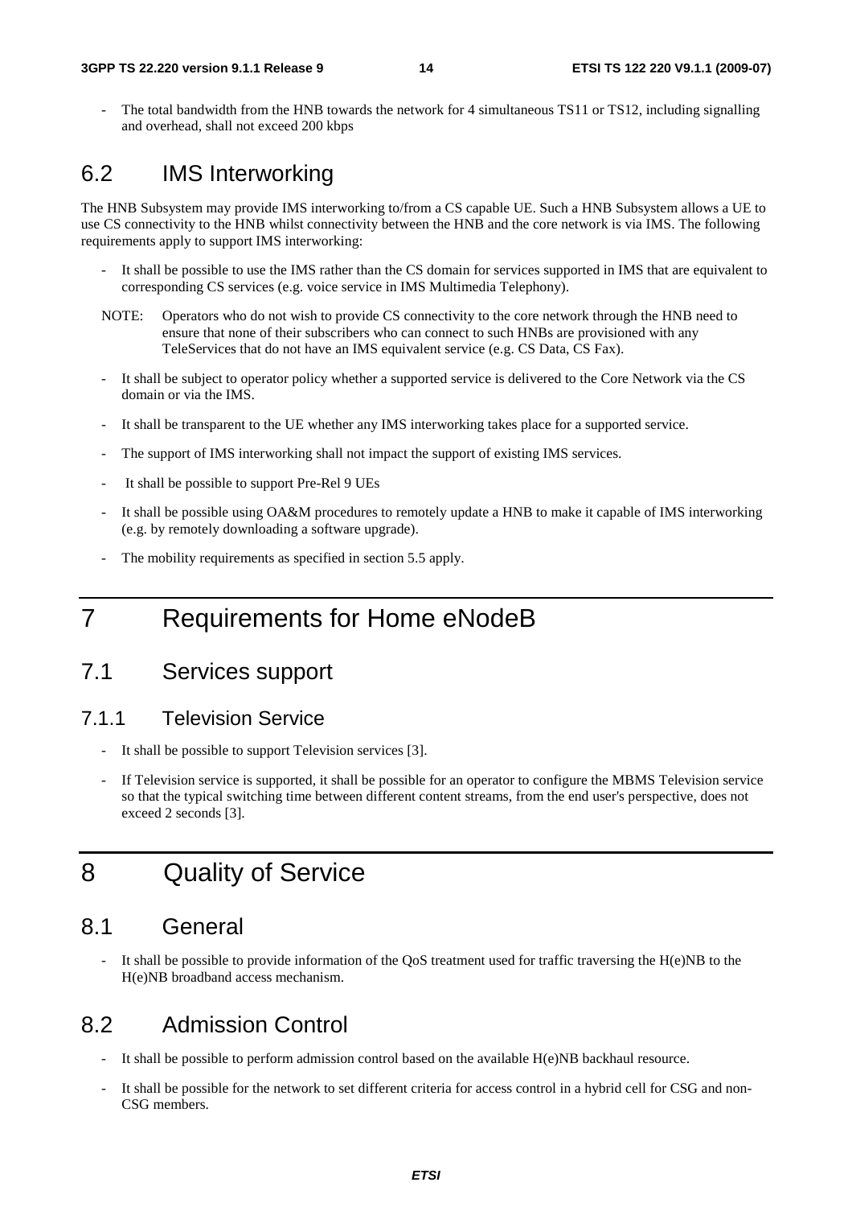- The total bandwidth from the HNB towards the network for 4 simultaneous TS11 or TS12, including signalling and overhead, shall not exceed 200 kbps

## 6.2 IMS Interworking

The HNB Subsystem may provide IMS interworking to/from a CS capable UE. Such a HNB Subsystem allows a UE to use CS connectivity to the HNB whilst connectivity between the HNB and the core network is via IMS. The following requirements apply to support IMS interworking:

- It shall be possible to use the IMS rather than the CS domain for services supported in IMS that are equivalent to corresponding CS services (e.g. voice service in IMS Multimedia Telephony).

NOTE: Operators who do not wish to provide CS connectivity to the core network through the HNB need to ensure that none of their subscribers who can connect to such HNBs are provisioned with any TeleServices that do not have an IMS equivalent service (e.g. CS Data, CS Fax).

- It shall be subject to operator policy whether a supported service is delivered to the Core Network via the CS domain or via the IMS.
- It shall be transparent to the UE whether any IMS interworking takes place for a supported service.
- The support of IMS interworking shall not impact the support of existing IMS services.
- It shall be possible to support Pre-Rel 9 UEs
- It shall be possible using OA&M procedures to remotely update a HNB to make it capable of IMS interworking (e.g. by remotely downloading a software upgrade).
- The mobility requirements as specified in section 5.5 apply.

# 7 Requirements for Home eNodeB

## 7.1 Services support

### 7.1.1 Television Service

- It shall be possible to support Television services [3].
- If Television service is supported, it shall be possible for an operator to configure the MBMS Television service so that the typical switching time between different content streams, from the end user's perspective, does not exceed 2 seconds [3].

# 8 Quality of Service

## 8.1 General

- It shall be possible to provide information of the QoS treatment used for traffic traversing the H(e)NB to the H(e)NB broadband access mechanism.

## 8.2 Admission Control

- It shall be possible to perform admission control based on the available H(e)NB backhaul resource.
- It shall be possible for the network to set different criteria for access control in a hybrid cell for CSG and non-CSG members.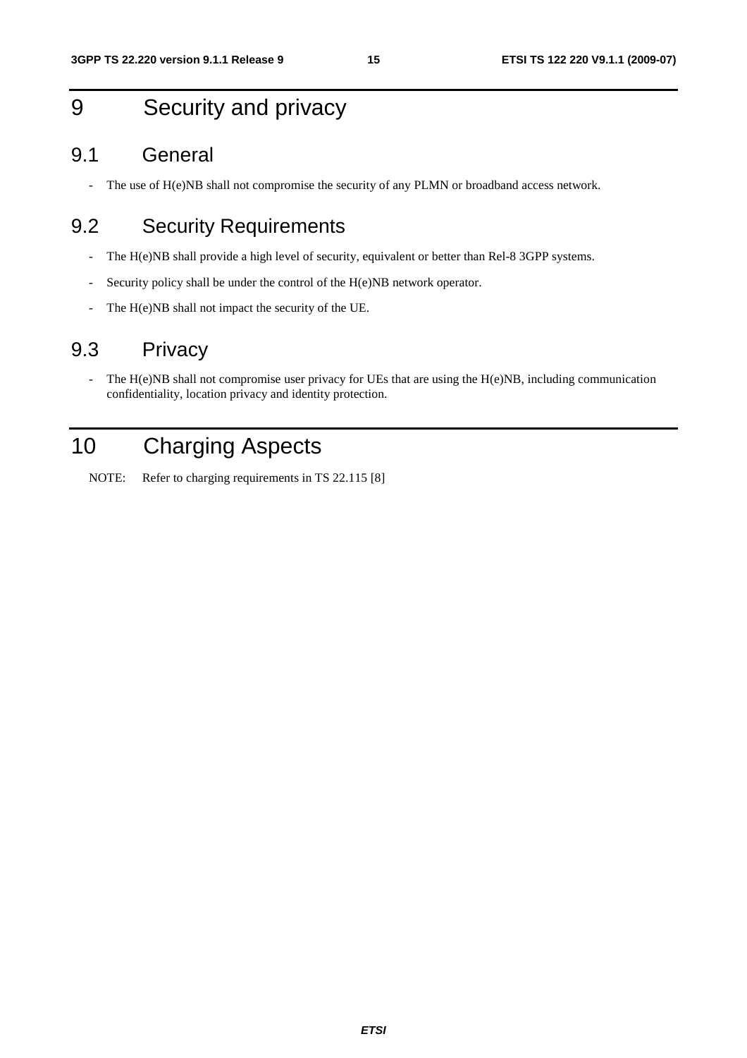# 9 Security and privacy

## 9.1 General

- The use of H(e)NB shall not compromise the security of any PLMN or broadband access network.

## 9.2 Security Requirements

- The H(e)NB shall provide a high level of security, equivalent or better than Rel-8 3GPP systems.
- Security policy shall be under the control of the H(e)NB network operator.
- The H(e)NB shall not impact the security of the UE.

## 9.3 Privacy

- The H(e)NB shall not compromise user privacy for UEs that are using the H(e)NB, including communication confidentiality, location privacy and identity protection.

# 10 Charging Aspects

NOTE: Refer to charging requirements in TS 22.115 [8]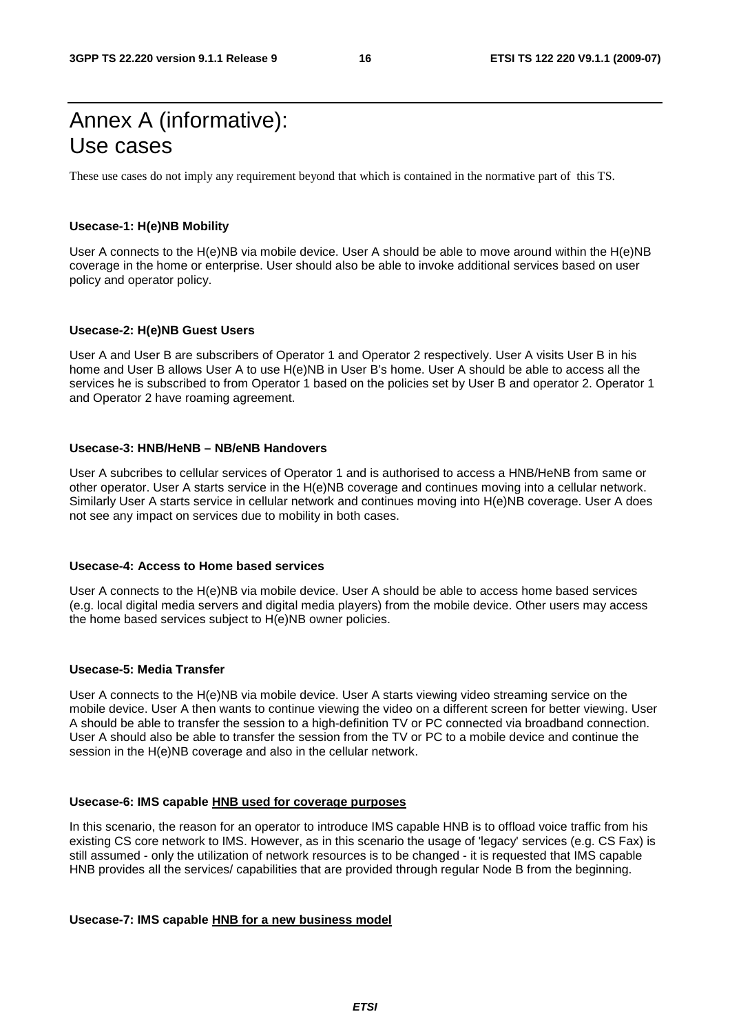# Annex A (informative): Use cases

These use cases do not imply any requirement beyond that which is contained in the normative part of this TS.

**Usecase-1: H(e)NB Mobility**

User A connects to the H(e)NB via mobile device. User A should be able to move around within the H(e)NB coverage in the home or enterprise. User should also be able to invoke additional services based on user policy and operator policy.

**Usecase-2: H(e)NB Guest Users**

User A and User B are subscribers of Operator 1 and Operator 2 respectively. User A visits User B in his home and User B allows User A to use H(e)NB in User B's home. User A should be able to access all the services he is subscribed to from Operator 1 based on the policies set by User B and operator 2. Operator 1 and Operator 2 have roaming agreement.

**Usecase-3: HNB/HeNB – NB/eNB Handovers**

User A subcribes to cellular services of Operator 1 and is authorised to access a HNB/HeNB from same or other operator. User A starts service in the H(e)NB coverage and continues moving into a cellular network. Similarly User A starts service in cellular network and continues moving into H(e)NB coverage. User A does not see any impact on services due to mobility in both cases.

**Usecase-4: Access to Home based services**

User A connects to the H(e)NB via mobile device. User A should be able to access home based services (e.g. local digital media servers and digital media players) from the mobile device. Other users may access the home based services subject to H(e)NB owner policies.

**Usecase-5: Media Transfer**

User A connects to the H(e)NB via mobile device. User A starts viewing video streaming service on the mobile device. User A then wants to continue viewing the video on a different screen for better viewing. User A should be able to transfer the session to a high-definition TV or PC connected via broadband connection. User A should also be able to transfer the session from the TV or PC to a mobile device and continue the session in the H(e)NB coverage and also in the cellular network.

**Usecase-6: IMS capable <u>HNB used for coverage purposes</u>**

In this scenario, the reason for an operator to introduce IMS capable HNB is to offload voice traffic from his existing CS core network to IMS. However, as in this scenario the usage of 'legacy' services (e.g. CS Fax) is still assumed - only the utilization of network resources is to be changed - it is requested that IMS capable HNB provides all the services/ capabilities that are provided through regular Node B from the beginning.

**Usecase-7: IMS capable <u>HNB for a new business model</u>**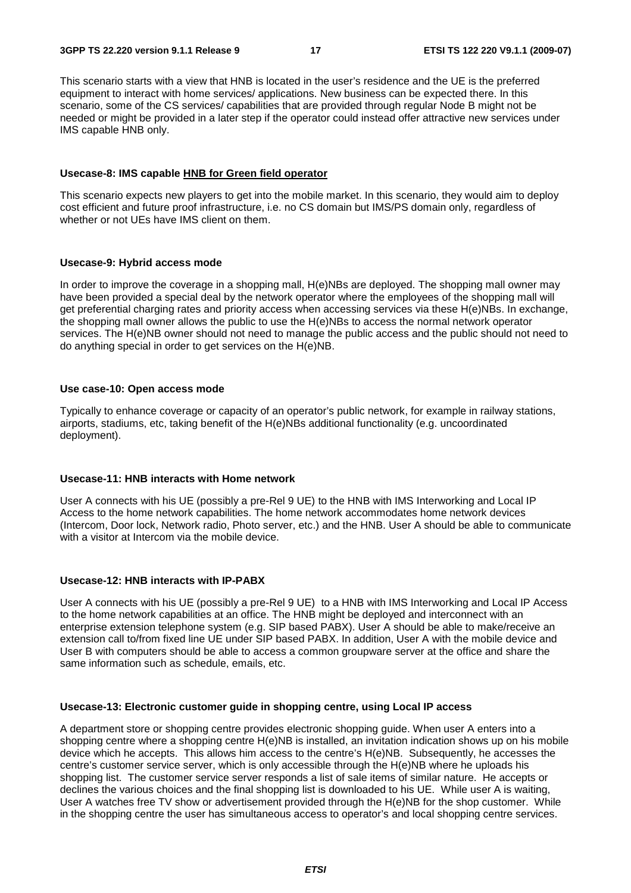This scenario starts with a view that HNB is located in the user's residence and the UE is the preferred equipment to interact with home services/ applications. New business can be expected there. In this scenario, some of the CS services/ capabilities that are provided through regular Node B might not be needed or might be provided in a later step if the operator could instead offer attractive new services under IMS capable HNB only.

**Usecase-8: IMS capable HNB for Green field operator**

This scenario expects new players to get into the mobile market. In this scenario, they would aim to deploy cost efficient and future proof infrastructure, i.e. no CS domain but IMS/PS domain only, regardless of whether or not UEs have IMS client on them.

**Usecase-9: Hybrid access mode**

In order to improve the coverage in a shopping mall, H(e)NBs are deployed. The shopping mall owner may have been provided a special deal by the network operator where the employees of the shopping mall will get preferential charging rates and priority access when accessing services via these H(e)NBs. In exchange, the shopping mall owner allows the public to use the H(e)NBs to access the normal network operator services. The H(e)NB owner should not need to manage the public access and the public should not need to do anything special in order to get services on the H(e)NB.

**Use case-10: Open access mode**

Typically to enhance coverage or capacity of an operator's public network, for example in railway stations, airports, stadiums, etc, taking benefit of the H(e)NBs additional functionality (e.g. uncoordinated deployment).

**Usecase-11: HNB interacts with Home network**

User A connects with his UE (possibly a pre-Rel 9 UE) to the HNB with IMS Interworking and Local IP Access to the home network capabilities. The home network accommodates home network devices (Intercom, Door lock, Network radio, Photo server, etc.) and the HNB. User A should be able to communicate with a visitor at Intercom via the mobile device.

**Usecase-12: HNB interacts with IP-PABX**

User A connects with his UE (possibly a pre-Rel 9 UE) to a HNB with IMS Interworking and Local IP Access to the home network capabilities at an office. The HNB might be deployed and interconnect with an enterprise extension telephone system (e.g. SIP based PABX). User A should be able to make/receive an extension call to/from fixed line UE under SIP based PABX. In addition, User A with the mobile device and User B with computers should be able to access a common groupware server at the office and share the same information such as schedule, emails, etc.

**Usecase-13: Electronic customer guide in shopping centre, using Local IP access**

A department store or shopping centre provides electronic shopping guide. When user A enters into a shopping centre where a shopping centre H(e)NB is installed, an invitation indication shows up on his mobile device which he accepts. This allows him access to the centre's H(e)NB. Subsequently, he accesses the centre's customer service server, which is only accessible through the H(e)NB where he uploads his shopping list. The customer service server responds a list of sale items of similar nature. He accepts or declines the various choices and the final shopping list is downloaded to his UE. While user A is waiting, User A watches free TV show or advertisement provided through the H(e)NB for the shop customer. While in the shopping centre the user has simultaneous access to operator's and local shopping centre services.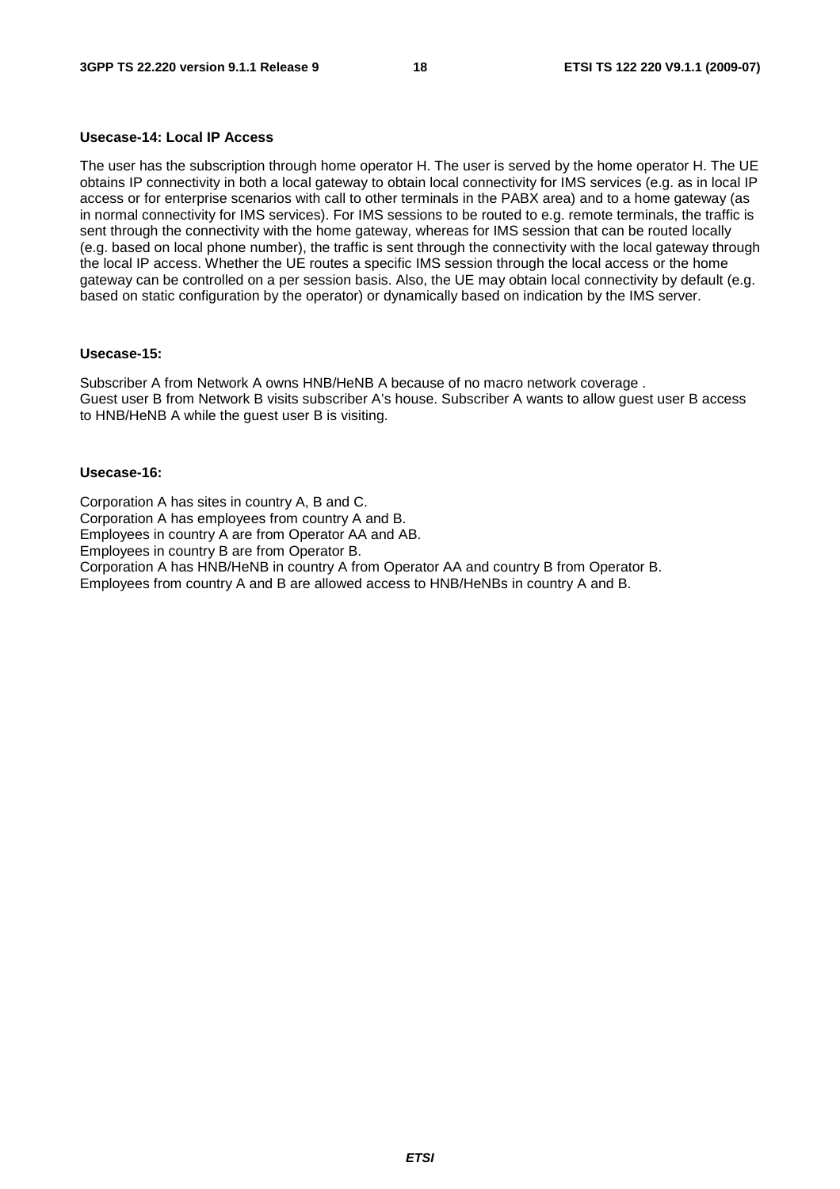**Usecase-14: Local IP Access**

The user has the subscription through home operator H. The user is served by the home operator H. The UE obtains IP connectivity in both a local gateway to obtain local connectivity for IMS services (e.g. as in local IP access or for enterprise scenarios with call to other terminals in the PABX area) and to a home gateway (as in normal connectivity for IMS services). For IMS sessions to be routed to e.g. remote terminals, the traffic is sent through the connectivity with the home gateway, whereas for IMS session that can be routed locally (e.g. based on local phone number), the traffic is sent through the connectivity with the local gateway through the local IP access. Whether the UE routes a specific IMS session through the local access or the home gateway can be controlled on a per session basis. Also, the UE may obtain local connectivity by default (e.g. based on static configuration by the operator) or dynamically based on indication by the IMS server.

**Usecase-15:**

Subscriber A from Network A owns HNB/HeNB A because of no macro network coverage .
Guest user B from Network B visits subscriber A's house. Subscriber A wants to allow guest user B access to HNB/HeNB A while the guest user B is visiting.

**Usecase-16:**

Corporation A has sites in country A, B and C.
Corporation A has employees from country A and B.
Employees in country A are from Operator AA and AB.
Employees in country B are from Operator B.
Corporation A has HNB/HeNB in country A from Operator AA and country B from Operator B.
Employees from country A and B are allowed access to HNB/HeNBs in country A and B.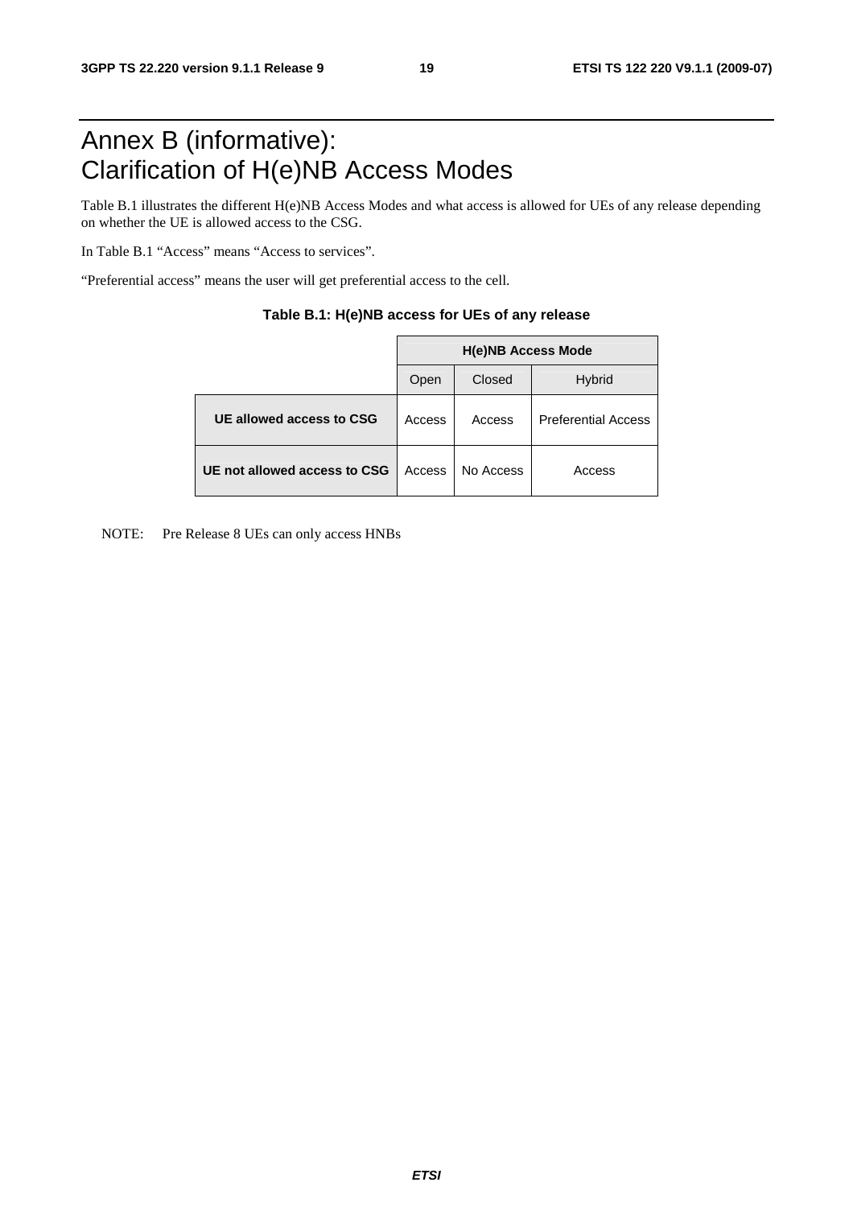# Annex B (informative): Clarification of H(e)NB Access Modes

Table B.1 illustrates the different H(e)NB Access Modes and what access is allowed for UEs of any release depending on whether the UE is allowed access to the CSG.

In Table B.1 "Access" means "Access to services".

"Preferential access" means the user will get preferential access to the cell.

**Table B.1: H(e)NB access for UEs of any release**

| | H(e)NB Access Mode | | |
|---|---|---|---|
| | Open | Closed | Hybrid |
| **UE allowed access to CSG** | Access | Access | Preferential Access |
| **UE not allowed access to CSG** | Access | No Access | Access |

NOTE: Pre Release 8 UEs can only access HNBs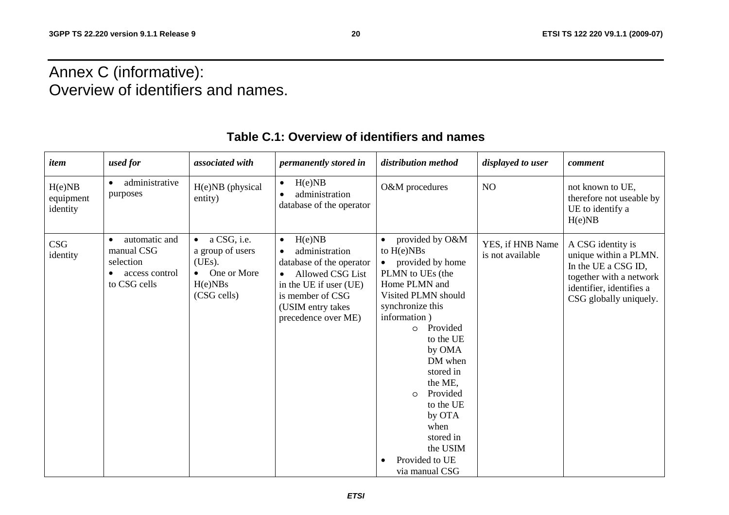# Annex C (informative): Overview of identifiers and names.

**Table C.1: Overview of identifiers and names**

| *item* | *used for* | *associated with* | *permanently stored in* | *distribution method* | *displayed to user* | *comment* |
|---|---|---|---|---|---|---|
| H(e)NB equipment identity | • administrative purposes | H(e)NB (physical entity) | • H(e)NB<br>• administration database of the operator | O&M procedures | NO | not known to UE, therefore not useable by UE to identify a H(e)NB |
| CSG identity | • automatic and manual CSG selection<br>• access control to CSG cells | • a CSG, i.e. a group of users (UEs).<br>• One or More H(e)NBs (CSG cells) | • H(e)NB<br>• administration database of the operator<br>• Allowed CSG List in the UE if user (UE) is member of CSG (USIM entry takes precedence over ME) | • provided by O&M to H(e)NBs<br>• provided by home PLMN to UEs (the Home PLMN and Visited PLMN should synchronize this information )<br>&nbsp;&nbsp;o Provided to the UE by OMA DM when stored in the ME,<br>&nbsp;&nbsp;o Provided to the UE by OTA when stored in the USIM<br>• Provided to UE via manual CSG | YES, if HNB Name is not available | A CSG identity is unique within a PLMN. In the UE a CSG ID, together with a network identifier, identifies a CSG globally uniquely. |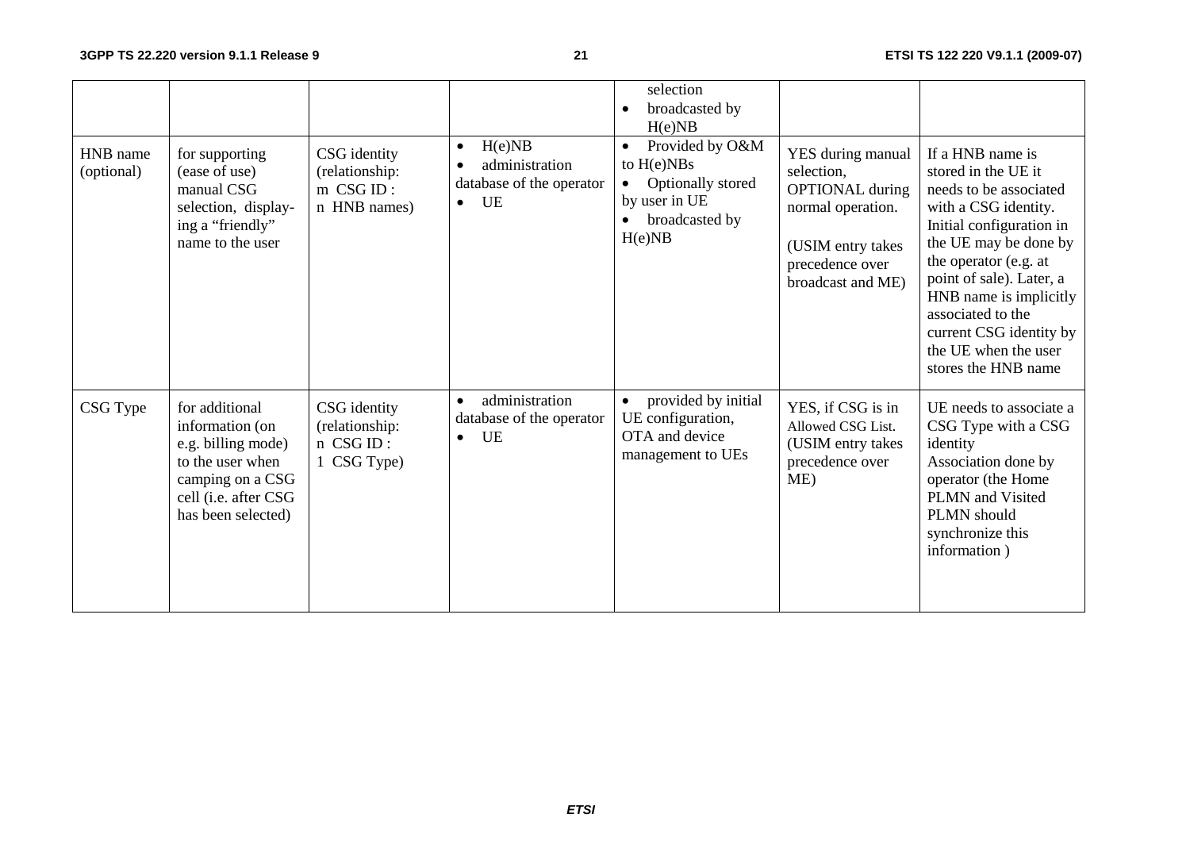| | | | | selection<br>• broadcasted by H(e)NB | | |
|---|---|---|---|---|---|---|
| HNB name (optional) | for supporting (ease of use) manual CSG selection, display-ing a "friendly" name to the user | CSG identity (relationship: m CSG ID : n HNB names) | • H(e)NB<br>• administration database of the operator<br>• UE | • Provided by O&M to H(e)NBs<br>• Optionally stored by user in UE<br>• broadcasted by H(e)NB | YES during manual selection, OPTIONAL during normal operation.<br><br>(USIM entry takes precedence over broadcast and ME) | If a HNB name is stored in the UE it needs to be associated with a CSG identity. Initial configuration in the UE may be done by the operator (e.g. at point of sale). Later, a HNB name is implicitly associated to the current CSG identity by the UE when the user stores the HNB name |
| CSG Type | for additional information (on e.g. billing mode) to the user when camping on a CSG cell (i.e. after CSG has been selected) | CSG identity (relationship: n CSG ID : 1 CSG Type) | • administration database of the operator<br>• UE | • provided by initial UE configuration, OTA and device management to UEs | YES, if CSG is in Allowed CSG List. (USIM entry takes precedence over ME) | UE needs to associate a CSG Type with a CSG identity<br>Association done by operator (the Home PLMN and Visited PLMN should synchronize this information ) |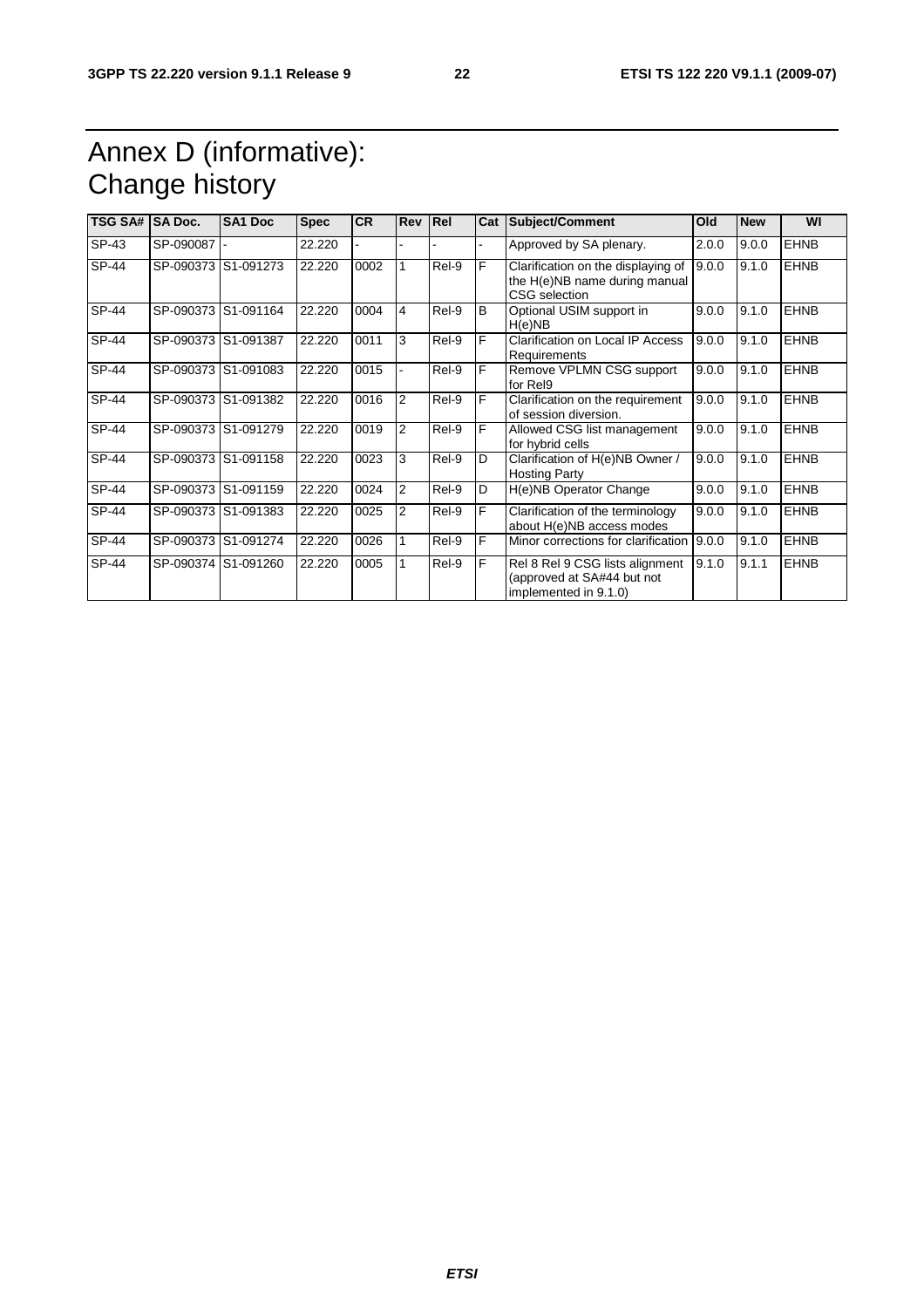# Annex D (informative): Change history

| TSG SA# | SA Doc. | SA1 Doc | Spec | CR | Rev | Rel | Cat | Subject/Comment | Old | New | WI |
|---|---|---|---|---|---|---|---|---|---|---|---|
| SP-43 | SP-090087 | - | 22.220 | - | - | - | - | Approved by SA plenary. | 2.0.0 | 9.0.0 | EHNB |
| SP-44 | SP-090373 | S1-091273 | 22.220 | 0002 | 1 | Rel-9 | F | Clarification on the displaying of the H(e)NB name during manual CSG selection | 9.0.0 | 9.1.0 | EHNB |
| SP-44 | SP-090373 | S1-091164 | 22.220 | 0004 | 4 | Rel-9 | B | Optional USIM support in H(e)NB | 9.0.0 | 9.1.0 | EHNB |
| SP-44 | SP-090373 | S1-091387 | 22.220 | 0011 | 3 | Rel-9 | F | Clarification on Local IP Access Requirements | 9.0.0 | 9.1.0 | EHNB |
| SP-44 | SP-090373 | S1-091083 | 22.220 | 0015 | - | Rel-9 | F | Remove VPLMN CSG support for Rel9 | 9.0.0 | 9.1.0 | EHNB |
| SP-44 | SP-090373 | S1-091382 | 22.220 | 0016 | 2 | Rel-9 | F | Clarification on the requirement of session diversion. | 9.0.0 | 9.1.0 | EHNB |
| SP-44 | SP-090373 | S1-091279 | 22.220 | 0019 | 2 | Rel-9 | F | Allowed CSG list management for hybrid cells | 9.0.0 | 9.1.0 | EHNB |
| SP-44 | SP-090373 | S1-091158 | 22.220 | 0023 | 3 | Rel-9 | D | Clarification of H(e)NB Owner / Hosting Party | 9.0.0 | 9.1.0 | EHNB |
| SP-44 | SP-090373 | S1-091159 | 22.220 | 0024 | 2 | Rel-9 | D | H(e)NB Operator Change | 9.0.0 | 9.1.0 | EHNB |
| SP-44 | SP-090373 | S1-091383 | 22.220 | 0025 | 2 | Rel-9 | F | Clarification of the terminology about H(e)NB access modes | 9.0.0 | 9.1.0 | EHNB |
| SP-44 | SP-090373 | S1-091274 | 22.220 | 0026 | 1 | Rel-9 | F | Minor corrections for clarification | 9.0.0 | 9.1.0 | EHNB |
| SP-44 | SP-090374 | S1-091260 | 22.220 | 0005 | 1 | Rel-9 | F | Rel 8 Rel 9 CSG lists alignment (approved at SA#44 but not implemented in 9.1.0) | 9.1.0 | 9.1.1 | EHNB |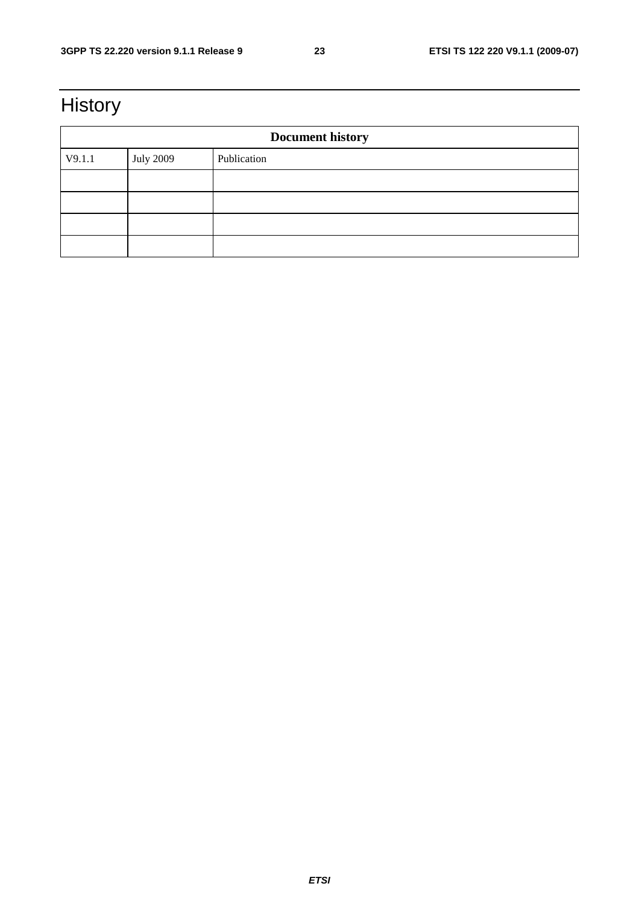# History

| Document history | | |
|---|---|---|
| V9.1.1 | July 2009 | Publication |
| | | |
| | | |
| | | |
| | | |